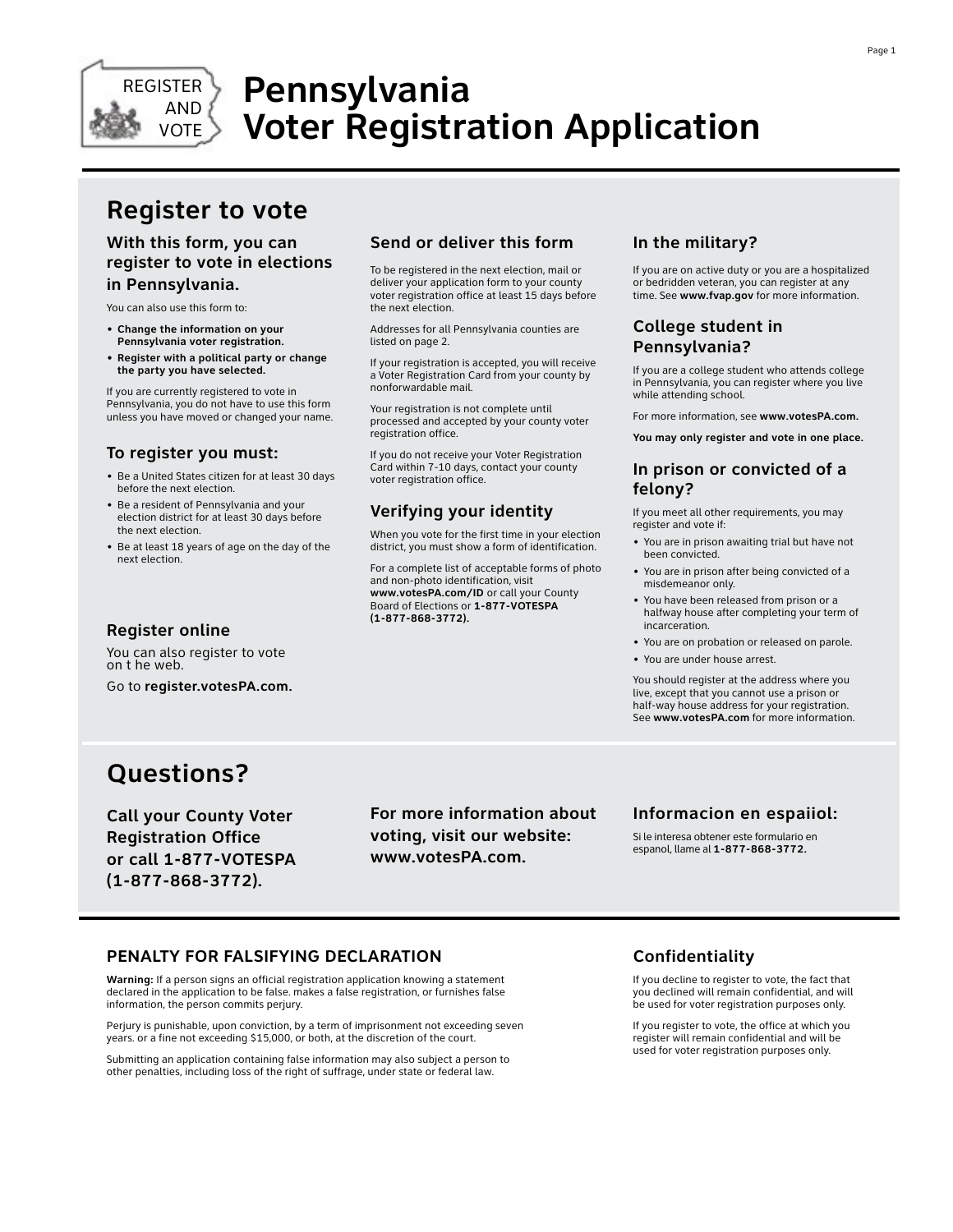# Pennsylvania Voter Registration Application

REGISTER AND VOTE

## Register to vote

### With this form, you can register to vote in elections in Pennsylvania.

You can also use this form to:

- **Change the information on your Pennsylvania voter registration.**
- **Register with a political party or change the party you have selected.**

If you are currently registered to vote in Pennsylvania, you do not have to use this form unless you have moved or changed your name.

### To register you must:

- Be a United States citizen for at least 30 days before the next election.
- Be a resident of Pennsylvania and your election district for at least 30 days before the next election.
- Be at least 18 years of age on the day of the next election.

### Register online

You can also register to vote on t he web.

Go to **register.votesPA.com.**

### Send or deliver this form

To be registered in the next election, mail or deliver your application form to your county voter registration office at least 15 days before the next election.

Addresses for all Pennsylvania counties are listed on page 2.

If your registration is accepted, you will receive a Voter Registration Card from your county by nonforwardable mail.

Your registration is not complete until processed and accepted by your county voter registration office.

If you do not receive your Voter Registration Card within 7-10 days, contact your county voter registration office.

### Verifying your identity

When you vote for the first time in your election district, you must show a form of identification.

For a complete list of acceptable forms of photo and non-photo identification, visit **www.votesPA.com/ID** or call your County Board of Elections or **1-877-VOTESPA (1-877-868-3772).**

### In the military?

If you are on active duty or you are a hospitalized or bedridden veteran, you can register at any time. See **www.fvap.gov** for more information.

### College student in Pennsylvania?

If you are a college student who attends college in Pennsylvania, you can register where you live while attending school.

For more information, see **www.votesPA.com.**

**You may only register and vote in one place.**

### In prison or convicted of a felony?

If you meet all other requirements, you may register and vote if:

- You are in prison awaiting trial but have not been convicted.
- You are in prison after being convicted of a misdemeanor only.
- You have been released from prison or a halfway house after completing your term of incarceration.
- You are on probation or released on parole.
- You are under house arrest.

You should register at the address where you live, except that you cannot use a prison or half-way house address for your registration. See **www.votesPA.com** for more information.

## Questions?

### Call your County Voter Registration Office or call 1-877-VOTESPA (1-877-868-3772).

### For more information about voting, visit our website: www.votesPA.com.

### Informacion en espaiiol:

Si le interesa obtener este formulario en espanol, llame al **1-877-868-3772.**

### PENALTY FOR FALSIFYING DECLARATION

**Warning:** If a person signs an official registration application knowing a statement declared in the application to be false. makes a false registration, or furnishes false information, the person commits perjury.

Perjury is punishable, upon conviction, by a term of imprisonment not exceeding seven years. or a fine not exceeding $15,000, or both, at the discretion of the court.

Submitting an application containing false information may also subject a person to other penalties, including loss of the right of suffrage, under state or federal law.

### Confidentiality

If you decline to register to vote, the fact that you declined will remain confidential, and will be used for voter registration purposes only.

If you register to vote, the office at which you register will remain confidential and will be used for voter registration purposes only.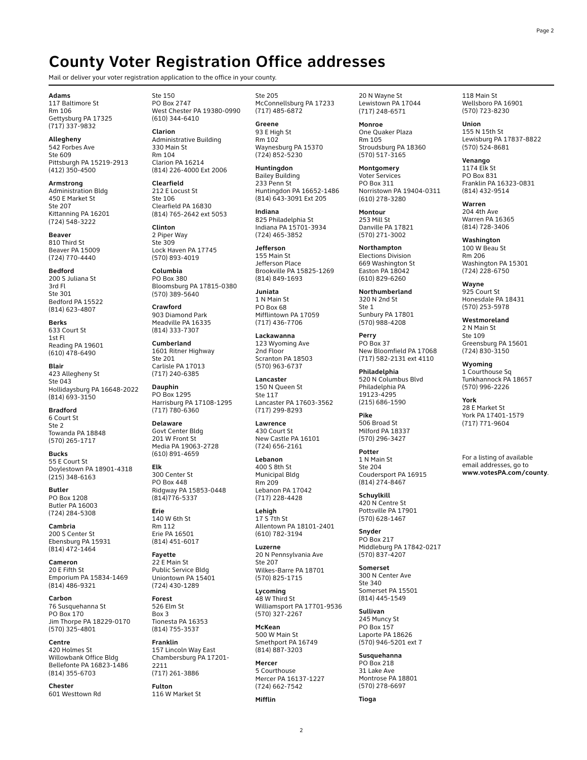# County Voter Registration Office addresses

Mail or deliver your voter registration application to the office in your county.

**Adams**
117 Baltimore St
Rm 106
Gettysburg PA 17325
(717) 337-9832

**Allegheny**
542 Forbes Ave
Ste 609
Pittsburgh PA 15219-2913
(412) 350-4500

**Armstrong**
Administration Bldg
450 E Market St
Ste 207
Kittanning PA 16201
(724) 548-3222

**Beaver**
810 Third St
Beaver PA 15009
(724) 770-4440

**Bedford**
200 S Juliana St
3rd Fl
Ste 301
Bedford PA 15522
(814) 623-4807

**Berks**
633 Court St
1st Fl
Reading PA 19601
(610) 478-6490

**Blair**
423 Allegheny St
Ste 043
Hollidaysburg PA 16648-2022
(814) 693-3150

**Bradford**
6 Court St
Ste 2
Towanda PA 18848
(570) 265-1717

**Bucks**
55 E Court St
Doylestown PA 18901-4318
(215) 348-6163

**Butler**
PO Box 1208
Butler PA 16003
(724) 284-5308

**Cambria**
200 S Center St
Ebensburg PA 15931
(814) 472-1464

**Cameron**
20 E Fifth St
Emporium PA 15834-1469
(814) 486-9321

**Carbon**
76 Susquehanna St
PO Box 170
Jim Thorpe PA 18229-0170
(570) 325-4801

**Centre**
420 Holmes St
Willowbank Office Bldg
Bellefonte PA 16823-1486
(814) 355-6703

**Chester**
601 Westtown Rd
Ste 150
PO Box 2747
West Chester PA 19380-0990
(610) 344-6410

**Clarion**
Administrative Building
330 Main St
Rm 104
Clarion PA 16214
(814) 226-4000 Ext 2006

**Clearfield**
212 E Locust St
Ste 106
Clearfield PA 16830
(814) 765-2642 ext 5053

**Clinton**
2 Piper Way
Ste 309
Lock Haven PA 17745
(570) 893-4019

**Columbia**
PO Box 380
Bloomsburg PA 17815-0380
(570) 389-5640

**Crawford**
903 Diamond Park
Meadville PA 16335
(814) 333-7307

**Cumberland**
1601 Ritner Highway
Ste 201
Carlisle PA 17013
(717) 240-6385

**Dauphin**
PO Box 1295
Harrisburg PA 17108-1295
(717) 780-6360

**Delaware**
Govt Center Bldg
201 W Front St
Media PA 19063-2728
(610) 891-4659

**Elk**
300 Center St
PO Box 448
Ridgway PA 15853-0448
(814)776-5337

**Erie**
140 W 6th St
Rm 112
Erie PA 16501
(814) 451-6017

**Fayette**
22 E Main St
Public Service Bldg
Uniontown PA 15401
(724) 430-1289

**Forest**
526 Elm St
Box 3
Tionesta PA 16353
(814) 755-3537

**Franklin**
157 Lincoln Way East
Chambersburg PA 17201-2211
(717) 261-3886

**Fulton**
116 W Market St
Ste 205
McConnellsburg PA 17233
(717) 485-6872

**Greene**
93 E High St
Rm 102
Waynesburg PA 15370
(724) 852-5230

**Huntingdon**
Bailey Building
233 Penn St
Huntingdon PA 16652-1486
(814) 643-3091 Ext 205

**Indiana**
825 Philadelphia St
Indiana PA 15701-3934
(724) 465-3852

**Jefferson**
155 Main St
Jefferson Place
Brookville PA 15825-1269
(814) 849-1693

**Juniata**
1 N Main St
PO Box 68
Mifflintown PA 17059
(717) 436-7706

**Lackawanna**
123 Wyoming Ave
2nd Floor
Scranton PA 18503
(570) 963-6737

**Lancaster**
150 N Queen St
Ste 117
Lancaster PA 17603-3562
(717) 299-8293

**Lawrence**
430 Court St
New Castle PA 16101
(724) 656-2161

**Lebanon**
400 S 8th St
Municipal Bldg
Rm 209
Lebanon PA 17042
(717) 228-4428

**Lehigh**
17 S 7th St
Allentown PA 18101-2401
(610) 782-3194

**Luzerne**
20 N Pennsylvania Ave
Ste 207
Wilkes-Barre PA 18701
(570) 825-1715

**Lycoming**
48 W Third St
Williamsport PA 17701-9536
(570) 327-2267

**McKean**
500 W Main St
Smethport PA 16749
(814) 887-3203

**Mercer**
5 Courthouse
Mercer PA 16137-1227
(724) 662-7542

**Mifflin**
20 N Wayne St
Lewistown PA 17044
(717) 248-6571

**Monroe**
One Quaker Plaza
Rm 105
Stroudsburg PA 18360
(570) 517-3165

**Montgomery**
Voter Services
PO Box 311
Norristown PA 19404-0311
(610) 278-3280

**Montour**
253 Mill St
Danville PA 17821
(570) 271-3002

**Northampton**
Elections Division
669 Washington St
Easton PA 18042
(610) 829-6260

**Northumberland**
320 N 2nd St
Ste 1
Sunbury PA 17801
(570) 988-4208

**Perry**
PO Box 37
New Bloomfield PA 17068
(717) 582-2131 ext 4110

**Philadelphia**
520 N Columbus Blvd
Philadelphia PA
19123-4295
(215) 686-1590

**Pike**
506 Broad St
Milford PA 18337
(570) 296-3427

**Potter**
1 N Main St
Ste 204
Coudersport PA 16915
(814) 274-8467

**Schuylkill**
420 N Centre St
Pottsville PA 17901
(570) 628-1467

**Snyder**
PO Box 217
Middleburg PA 17842-0217
(570) 837-4207

**Somerset**
300 N Center Ave
Ste 340
Somerset PA 15501
(814) 445-1549

**Sullivan**
245 Muncy St
PO Box 157
Laporte PA 18626
(570) 946-5201 ext 7

**Susquehanna**
PO Box 218
31 Lake Ave
Montrose PA 18801
(570) 278-6697

**Tioga**
118 Main St
Wellsboro PA 16901
(570) 723-8230

**Union**
155 N 15th St
Lewisburg PA 17837-8822
(570) 524-8681

**Venango**
1174 Elk St
PO Box 831
Franklin PA 16323-0831
(814) 432-9514

**Warren**
204 4th Ave
Warren PA 16365
(814) 728-3406

**Washington**
100 W Beau St
Rm 206
Washington PA 15301
(724) 228-6750

**Wayne**
925 Court St
Honesdale PA 18431
(570) 253-5978

**Westmoreland**
2 N Main St
Ste 109
Greensburg PA 15601
(724) 830-3150

**Wyoming**
1 Courthouse Sq
Tunkhannock PA 18657
(570) 996-2226

**York**
28 E Market St
York PA 17401-1579
(717) 771-9604

For a listing of available email addresses, go to **www.votesPA.com/county**.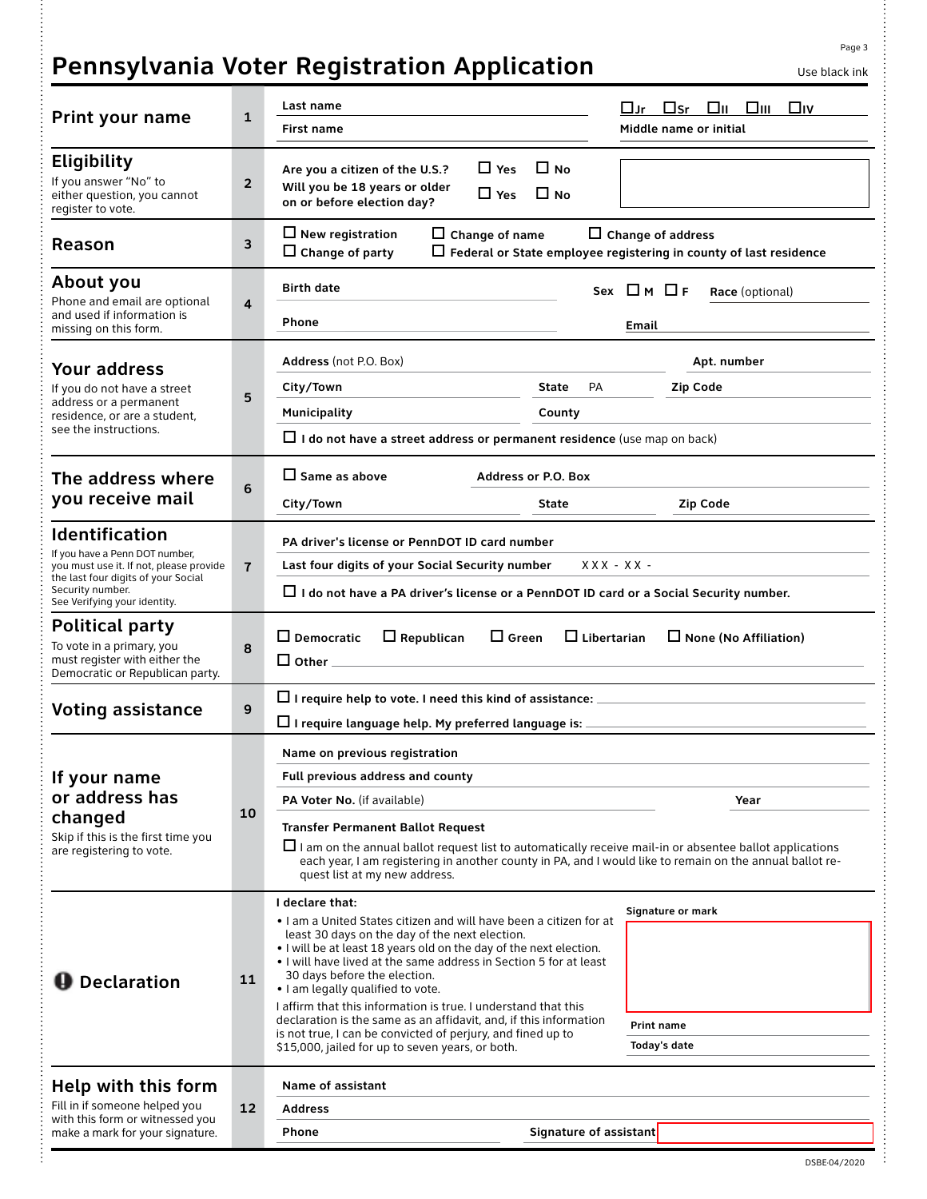# Pennsylvania Voter Registration Application

Use black ink

| Section | # | Fields |
|---|---|---|
| **Print your name** | 1 | Last name ☐ Jr ☐ Sr ☐ II ☐ III ☐ IV<br>First name<br>Middle name or initial |
| **Eligibility**<br>If you answer "No" to either question, you cannot register to vote. | 2 | Are you a citizen of the U.S.? ☐ Yes ☐ No<br>Will you be 18 years or older on or before election day? ☐ Yes ☐ No |
| **Reason** | 3 | ☐ New registration ☐ Change of name ☐ Change of address<br>☐ Change of party ☐ Federal or State employee registering in county of last residence |
| **About you**<br>Phone and email are optional and used if information is missing on this form. | 4 | Birth date<br>Sex ☐ M ☐ F<br>Race (optional)<br>Phone<br>Email |
| **Your address**<br>If you do not have a street address or a permanent residence, or are a student, see the instructions. | 5 | Address (not P.O. Box)<br>Apt. number<br>City/Town<br>State PA<br>Zip Code<br>Municipality<br>County<br>☐ **I do not have a street address or permanent residence** (use map on back) |
| **The address where you receive mail** | 6 | ☐ Same as above<br>Address or P.O. Box<br>City/Town<br>State<br>Zip Code |
| **Identification**<br>If you have a Penn DOT number, you must use it. If not, please provide the last four digits of your Social Security number.<br>See Verifying your identity. | 7 | PA driver's license or PennDOT ID card number<br>Last four digits of your Social Security number XXX - XX -<br>☐ I do not have a PA driver's license or a PennDOT ID card or a Social Security number. |
| **Political party**<br>To vote in a primary, you must register with either the Democratic or Republican party. | 8 | ☐ Democratic ☐ Republican ☐ Green ☐ Libertarian ☐ None (No Affiliation)<br>☐ Other |
| **Voting assistance** | 9 | ☐ I require help to vote. I need this kind of assistance:<br>☐ I require language help. My preferred language is: |
| **If your name or address has changed**<br>Skip if this is the first time you are registering to vote. | 10 | Name on previous registration<br>Full previous address and county<br>PA Voter No. (if available)<br>Year<br>**Transfer Permanent Ballot Request**<br>☐ I am on the annual ballot request list to automatically receive mail-in or absentee ballot applications each year, I am registering in another county in PA, and I would like to remain on the annual ballot request list at my new address. |
| **Declaration** | 11 | **I declare that:**<br>• I am a United States citizen and will have been a citizen for at least 30 days on the day of the next election.<br>• I will be at least 18 years old on the day of the next election.<br>• I will have lived at the same address in Section 5 for at least 30 days before the election.<br>• I am legally qualified to vote.<br>I affirm that this information is true. I understand that this declaration is the same as an affidavit, and, if this information is not true, I can be convicted of perjury, and fined up to $15,000, jailed for up to seven years, or both.<br>Signature or mark<br>Print name<br>Today's date |
| **Help with this form**<br>Fill in if someone helped you with this form or witnessed you make a mark for your signature. | 12 | Name of assistant<br>Address<br>Phone<br>Signature of assistant |

DSBE 04/2020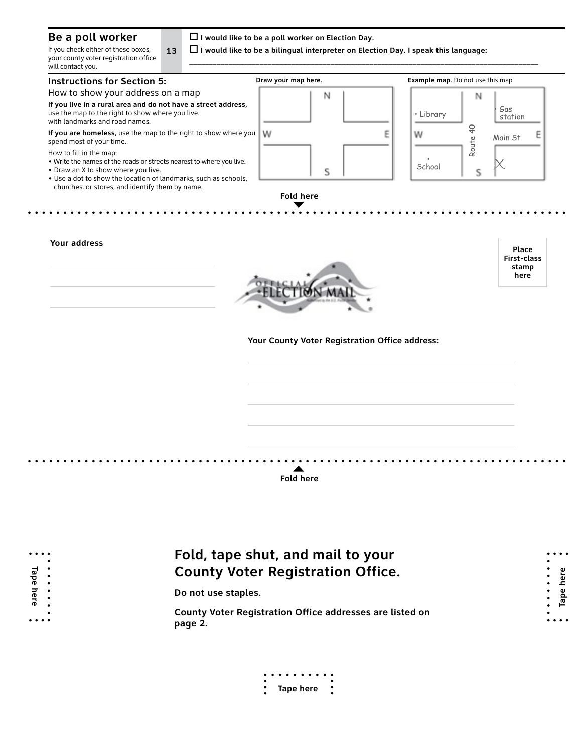## Be a poll worker

If you check either of these boxes, your county voter registration office will contact you.

**13**

- ☐ **I would like to be a poll worker on Election Day.**
- ☐ **I would like to be a bilingual interpreter on Election Day. I speak this language:**

\_\_\_\_\_\_\_\_\_\_\_\_\_\_\_\_\_\_\_\_\_\_\_\_\_\_\_\_\_\_\_\_\_\_\_\_\_\_\_\_\_\_\_\_\_\_\_\_\_\_\_\_\_\_\_\_\_\_\_\_\_\_\_\_\_\_\_\_\_\_

### Instructions for Section 5:

How to show your address on a map

**If you live in a rural area and do not have a street address,** use the map to the right to show where you live, with landmarks and road names.

**If you are homeless,** use the map to the right to show where you spend most of your time.

How to fill in the map:

- Write the names of the roads or streets nearest to where you live.
- Draw an X to show where you live.
- Use a dot to show the location of landmarks, such as schools, churches, or stores, and identify them by name.

**Draw your map here.**

N
W
E
S

**Example map.** Do not use this map.

N
• Library
• Gas station
W
Route 40
Main St
E
• School
S
X

**Fold here**

**Your address**

OFFICIAL ELECTION MAIL

**Place First-class stamp here**

**Your County Voter Registration Office address:**

**Fold here**

Tape here

## Fold, tape shut, and mail to your County Voter Registration Office.

**Do not use staples.**

**County Voter Registration Office addresses are listed on page 2.**

Tape here

Tape here